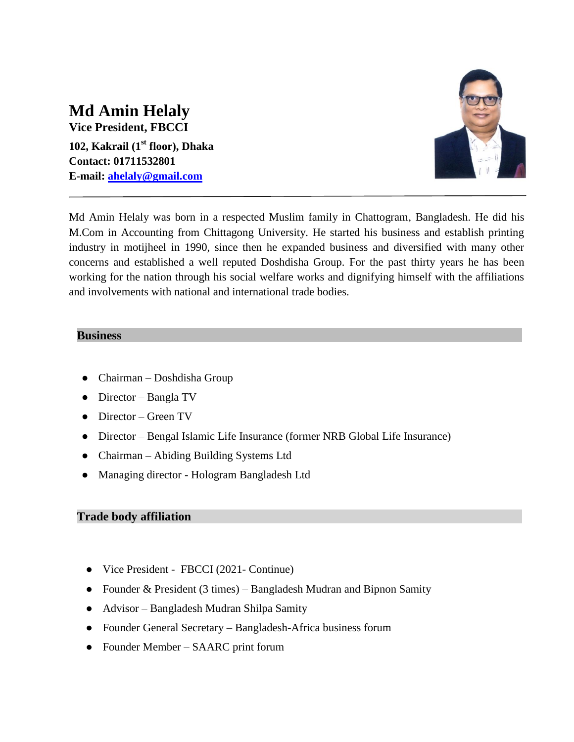# Md Amin Helaly

**Vice President, FBCCI**

**102, Kakrail (1st floor), Dhaka**
**Contact: 01711532801**
**E-mail: ahelaly@gmail.com**

---

Md Amin Helaly was born in a respected Muslim family in Chattogram, Bangladesh. He did his M.Com in Accounting from Chittagong University. He started his business and establish printing industry in motijheel in 1990, since then he expanded business and diversified with many other concerns and established a well reputed Doshdisha Group. For the past thirty years he has been working for the nation through his social welfare works and dignifying himself with the affiliations and involvements with national and international trade bodies.

## Business

- Chairman – Doshdisha Group
- Director – Bangla TV
- Director – Green TV
- Director – Bengal Islamic Life Insurance (former NRB Global Life Insurance)
- Chairman – Abiding Building Systems Ltd
- Managing director - Hologram Bangladesh Ltd

## Trade body affiliation

- Vice President - FBCCI (2021- Continue)
- Founder & President (3 times) – Bangladesh Mudran and Bipnon Samity
- Advisor – Bangladesh Mudran Shilpa Samity
- Founder General Secretary – Bangladesh-Africa business forum
- Founder Member – SAARC print forum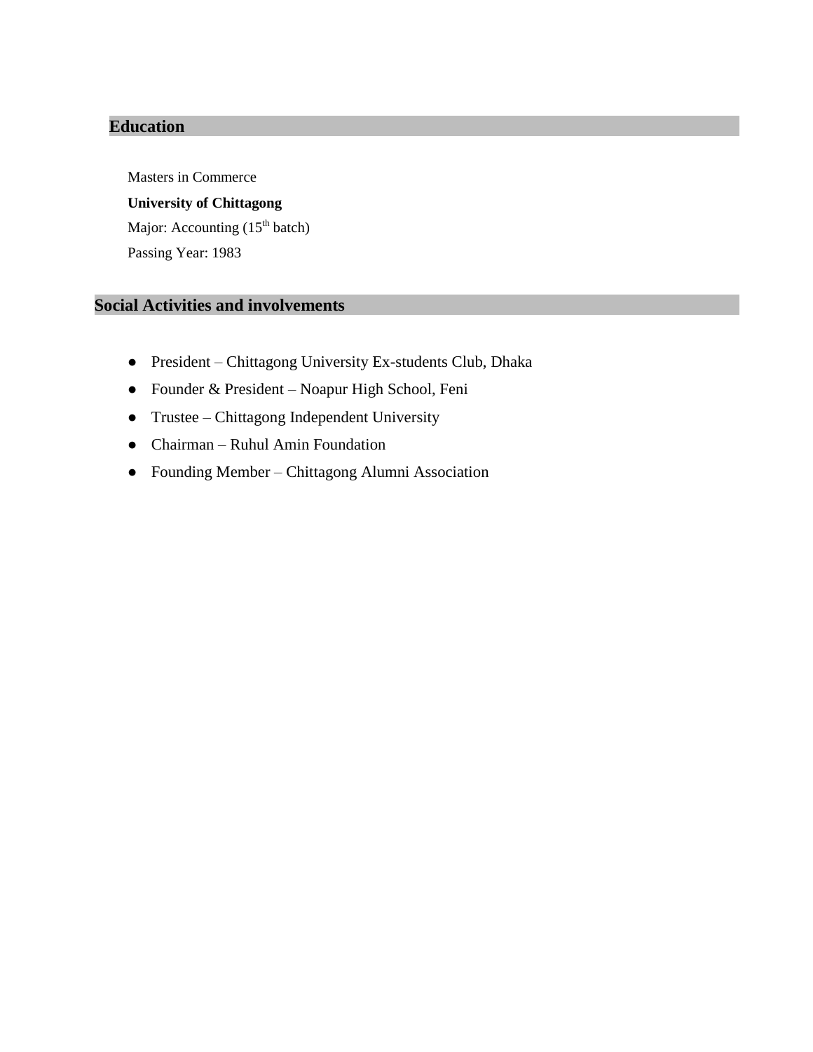## Education

Masters in Commerce

**University of Chittagong**

Major: Accounting (15th batch)

Passing Year: 1983

## Social Activities and involvements

- President – Chittagong University Ex-students Club, Dhaka
- Founder & President – Noapur High School, Feni
- Trustee – Chittagong Independent University
- Chairman – Ruhul Amin Foundation
- Founding Member – Chittagong Alumni Association